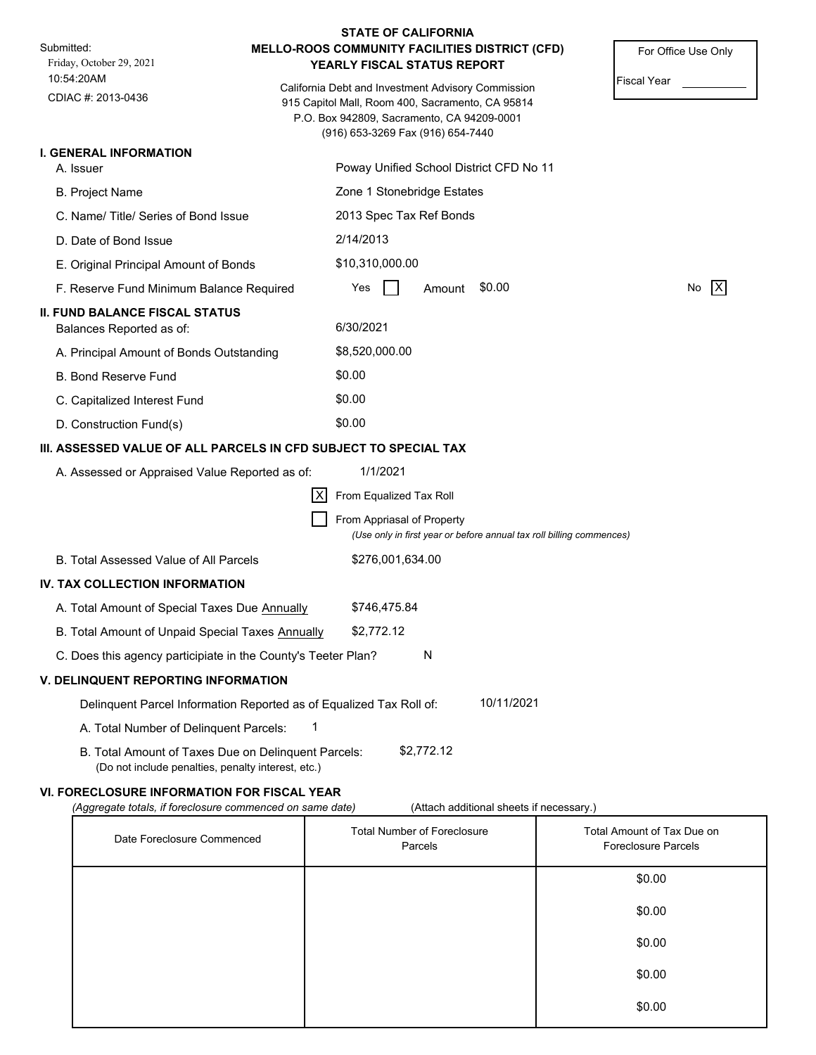Submitted:
Friday, October 29, 2021
10:54:20AM
CDIAC #: 2013-0436

# STATE OF CALIFORNIA
## MELLO-ROOS COMMUNITY FACILITIES DISTRICT (CFD)
## YEARLY FISCAL STATUS REPORT

California Debt and Investment Advisory Commission
915 Capitol Mall, Room 400, Sacramento, CA 95814
P.O. Box 942809, Sacramento, CA 94209-0001
(916) 653-3269 Fax (916) 654-7440

For Office Use Only

Fiscal Year ___________

### I. GENERAL INFORMATION

A. Issuer: Poway Unified School District CFD No 11

B. Project Name: Zone 1 Stonebridge Estates

C. Name/ Title/ Series of Bond Issue: 2013 Spec Tax Ref Bonds

D. Date of Bond Issue: 2/14/2013

E. Original Principal Amount of Bonds: $10,310,000.00

F. Reserve Fund Minimum Balance Required: Yes [ ] Amount $0.00 No [X]

### II. FUND BALANCE FISCAL STATUS

Balances Reported as of: 6/30/2021

A. Principal Amount of Bonds Outstanding: $8,520,000.00

B. Bond Reserve Fund: $0.00

C. Capitalized Interest Fund: $0.00

D. Construction Fund(s): $0.00

### III. ASSESSED VALUE OF ALL PARCELS IN CFD SUBJECT TO SPECIAL TAX

A. Assessed or Appraised Value Reported as of: 1/1/2021

[X] From Equalized Tax Roll

[ ] From Appriasal of Property
*(Use only in first year or before annual tax roll billing commences)*

B. Total Assessed Value of All Parcels: $276,001,634.00

### IV. TAX COLLECTION INFORMATION

A. Total Amount of Special Taxes Due Annually: $746,475.84

B. Total Amount of Unpaid Special Taxes Annually: $2,772.12

C. Does this agency participiate in the County's Teeter Plan? N

### V. DELINQUENT REPORTING INFORMATION

Delinquent Parcel Information Reported as of Equalized Tax Roll of: 10/11/2021

A. Total Number of Delinquent Parcels: 1

B. Total Amount of Taxes Due on Delinquent Parcels: $2,772.12
(Do not include penalties, penalty interest, etc.)

### VI. FORECLOSURE INFORMATION FOR FISCAL YEAR

*(Aggregate totals, if foreclosure commenced on same date)* (Attach additional sheets if necessary.)

| Date Foreclosure Commenced | Total Number of Foreclosure Parcels | Total Amount of Tax Due on Foreclosure Parcels |
|---|---|---|
| | | $0.00 |
| | | $0.00 |
| | | $0.00 |
| | | $0.00 |
| | | $0.00 |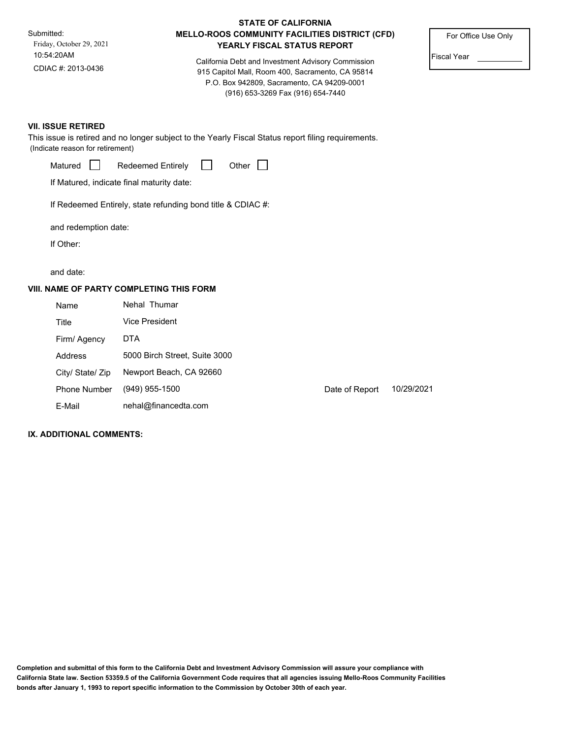Submitted:
Friday, October 29, 2021
10:54:20AM
CDIAC #: 2013-0436

**STATE OF CALIFORNIA**
**MELLO-ROOS COMMUNITY FACILITIES DISTRICT (CFD)**
**YEARLY FISCAL STATUS REPORT**

California Debt and Investment Advisory Commission
915 Capitol Mall, Room 400, Sacramento, CA 95814
P.O. Box 942809, Sacramento, CA 94209-0001
(916) 653-3269 Fax (916) 654-7440

For Office Use Only

Fiscal Year ___________

### VII. ISSUE RETIRED

This issue is retired and no longer subject to the Yearly Fiscal Status report filing requirements.
(Indicate reason for retirement)

Matured ☐ Redeemed Entirely ☐ Other ☐

If Matured, indicate final maturity date:

If Redeemed Entirely, state refunding bond title & CDIAC #:

and redemption date:

If Other:

and date:

### VIII. NAME OF PARTY COMPLETING THIS FORM

| | |
|---|---|
| Name | Nehal Thumar |
| Title | Vice President |
| Firm/ Agency | DTA |
| Address | 5000 Birch Street, Suite 3000 |
| City/ State/ Zip | Newport Beach, CA 92660 |
| Phone Number | (949) 955-1500 |
| E-Mail | nehal@financedta.com |

Date of Report 10/29/2021

### IX. ADDITIONAL COMMENTS:

**Completion and submittal of this form to the California Debt and Investment Advisory Commission will assure your compliance with California State law. Section 53359.5 of the California Government Code requires that all agencies issuing Mello-Roos Community Facilities bonds after January 1, 1993 to report specific information to the Commission by October 30th of each year.**